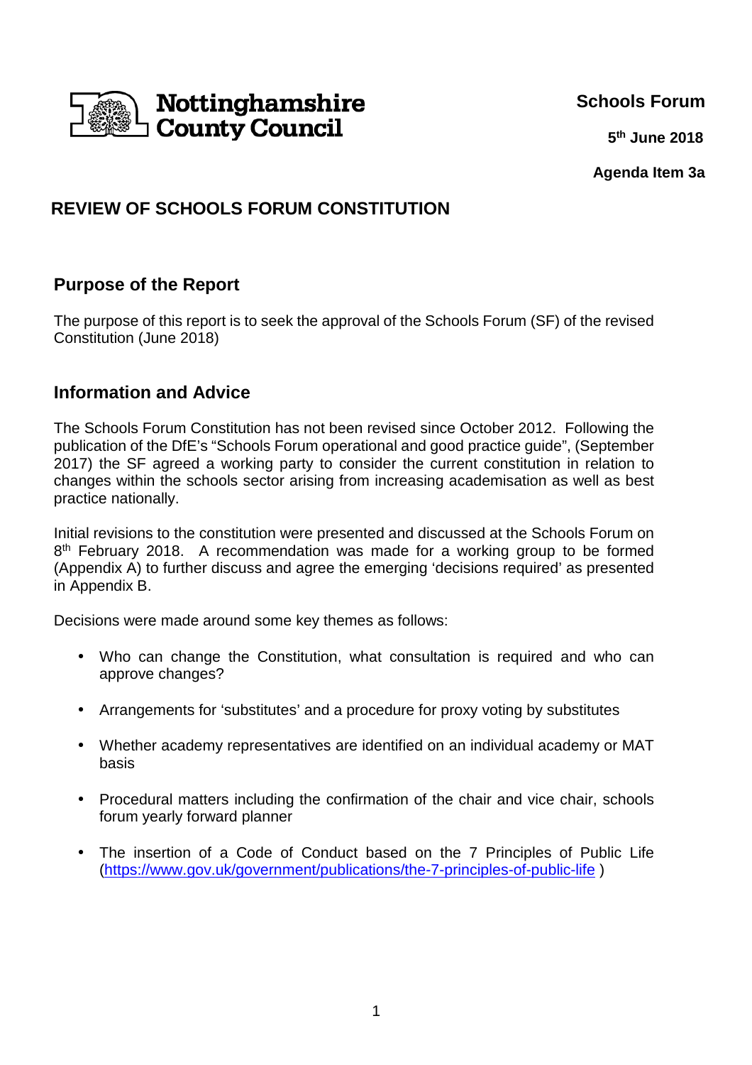Nottinghamshire County Council

**Schools Forum**

**5th June 2018**

**Agenda Item 3a**

# REVIEW OF SCHOOLS FORUM CONSTITUTION

## Purpose of the Report

The purpose of this report is to seek the approval of the Schools Forum (SF) of the revised Constitution (June 2018)

## Information and Advice

The Schools Forum Constitution has not been revised since October 2012. Following the publication of the DfE's "Schools Forum operational and good practice guide", (September 2017) the SF agreed a working party to consider the current constitution in relation to changes within the schools sector arising from increasing academisation as well as best practice nationally.

Initial revisions to the constitution were presented and discussed at the Schools Forum on 8th February 2018. A recommendation was made for a working group to be formed (Appendix A) to further discuss and agree the emerging 'decisions required' as presented in Appendix B.

Decisions were made around some key themes as follows:

- Who can change the Constitution, what consultation is required and who can approve changes?
- Arrangements for 'substitutes' and a procedure for proxy voting by substitutes
- Whether academy representatives are identified on an individual academy or MAT basis
- Procedural matters including the confirmation of the chair and vice chair, schools forum yearly forward planner
- The insertion of a Code of Conduct based on the 7 Principles of Public Life (https://www.gov.uk/government/publications/the-7-principles-of-public-life )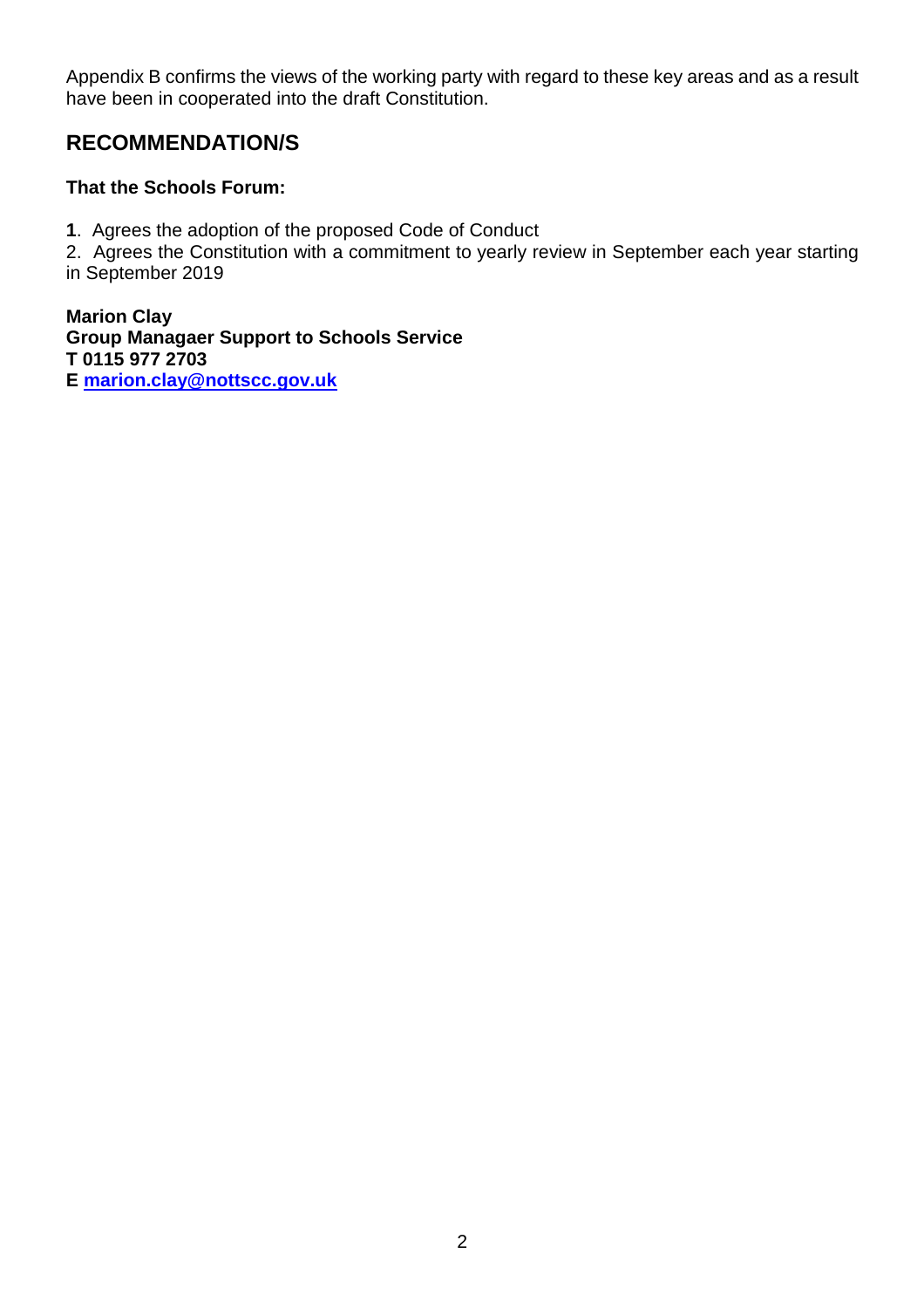Appendix B confirms the views of the working party with regard to these key areas and as a result have been in cooperated into the draft Constitution.

## RECOMMENDATION/S

**That the Schools Forum:**

**1**. Agrees the adoption of the proposed Code of Conduct

2. Agrees the Constitution with a commitment to yearly review in September each year starting in September 2019

**Marion Clay**
**Group Managaer Support to Schools Service**
**T 0115 977 2703**
**E marion.clay@nottscc.gov.uk**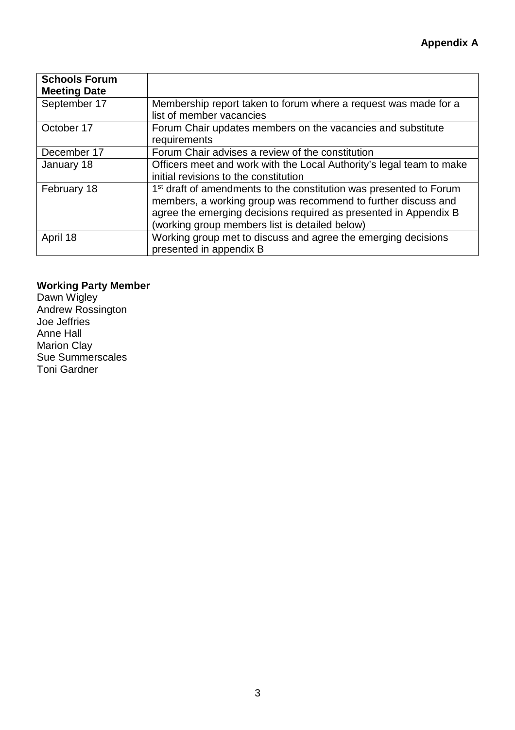**Appendix A**

| Schools Forum Meeting Date | |
|---|---|
| September 17 | Membership report taken to forum where a request was made for a list of member vacancies |
| October 17 | Forum Chair updates members on the vacancies and substitute requirements |
| December 17 | Forum Chair advises a review of the constitution |
| January 18 | Officers meet and work with the Local Authority's legal team to make initial revisions to the constitution |
| February 18 | 1st draft of amendments to the constitution was presented to Forum members, a working group was recommend to further discuss and agree the emerging decisions required as presented in Appendix B (working group members list is detailed below) |
| April 18 | Working group met to discuss and agree the emerging decisions presented in appendix B |

**Working Party Member**

Dawn Wigley
Andrew Rossington
Joe Jeffries
Anne Hall
Marion Clay
Sue Summerscales
Toni Gardner